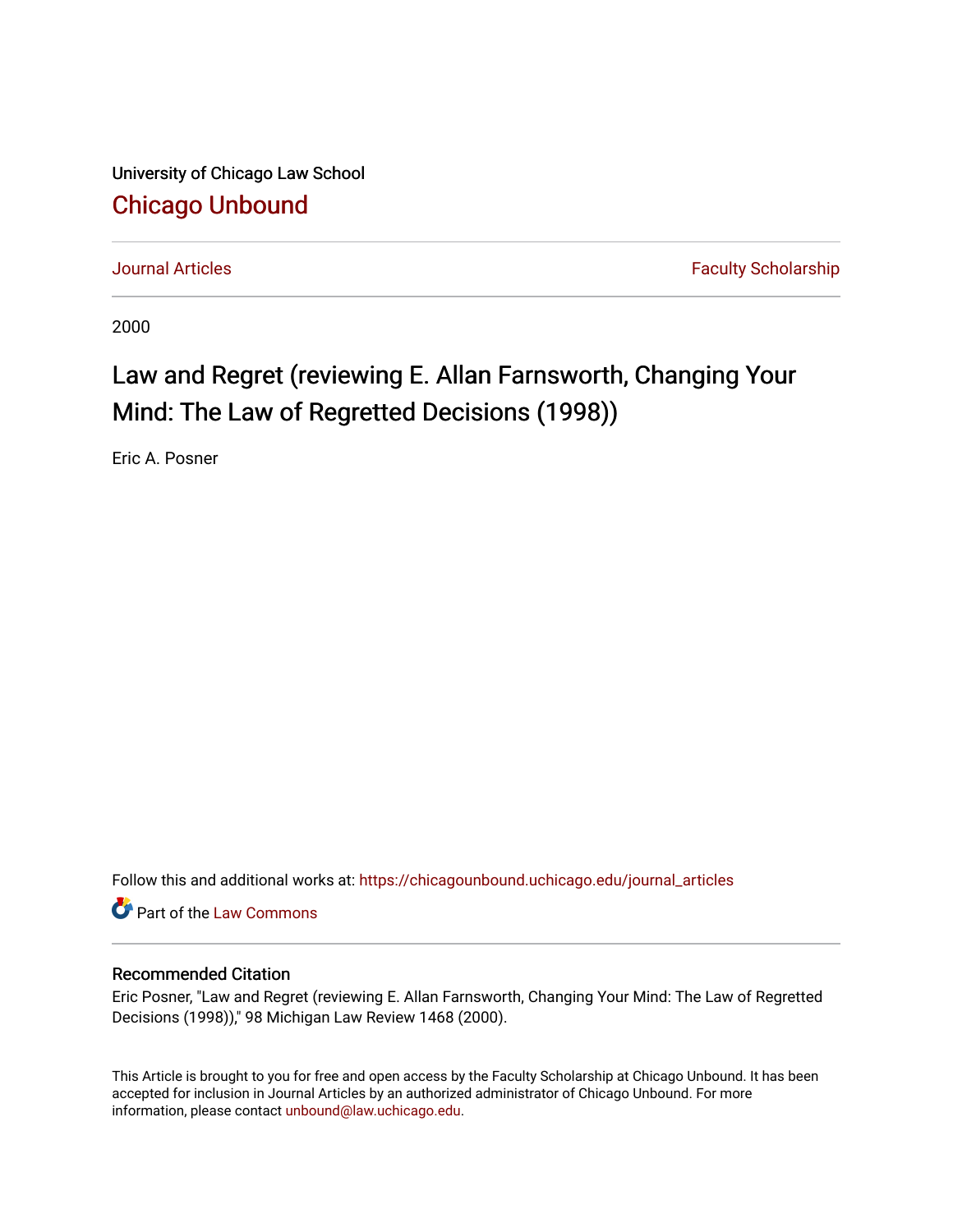University of Chicago Law School

## Chicago Unbound

Journal Articles | Faculty Scholarship

2000

# Law and Regret (reviewing E. Allan Farnsworth, Changing Your Mind: The Law of Regretted Decisions (1998))

Eric A. Posner

Follow this and additional works at: https://chicagounbound.uchicago.edu/journal_articles

Part of the Law Commons

### Recommended Citation

Eric Posner, "Law and Regret (reviewing E. Allan Farnsworth, Changing Your Mind: The Law of Regretted Decisions (1998))," 98 Michigan Law Review 1468 (2000).

This Article is brought to you for free and open access by the Faculty Scholarship at Chicago Unbound. It has been accepted for inclusion in Journal Articles by an authorized administrator of Chicago Unbound. For more information, please contact unbound@law.uchicago.edu.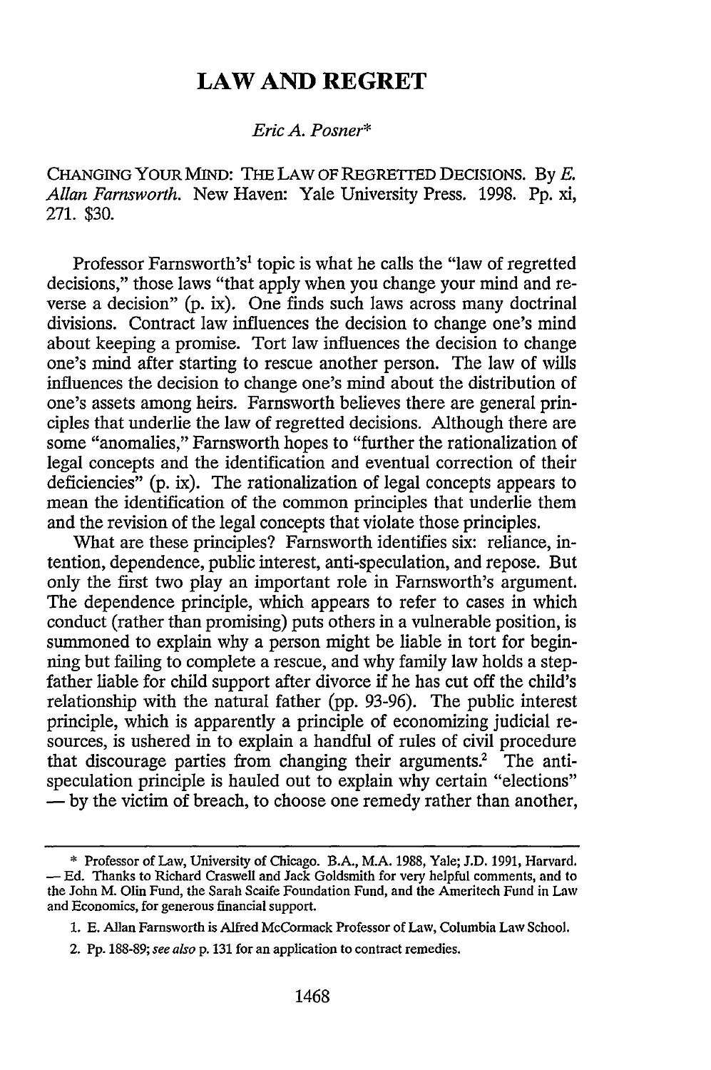# LAW AND REGRET

*Eric A. Posner**

CHANGING YOUR MIND: THE LAW OF REGRETTED DECISIONS. By *E. Allan Farnsworth*. New Haven: Yale University Press. 1998. Pp. xi, 271. $30.

Professor Farnsworth's[1] topic is what he calls the "law of regretted decisions," those laws "that apply when you change your mind and reverse a decision" (p. ix). One finds such laws across many doctrinal divisions. Contract law influences the decision to change one's mind about keeping a promise. Tort law influences the decision to change one's mind after starting to rescue another person. The law of wills influences the decision to change one's mind about the distribution of one's assets among heirs. Farnsworth believes there are general principles that underlie the law of regretted decisions. Although there are some "anomalies," Farnsworth hopes to "further the rationalization of legal concepts and the identification and eventual correction of their deficiencies" (p. ix). The rationalization of legal concepts appears to mean the identification of the common principles that underlie them and the revision of the legal concepts that violate those principles.

What are these principles? Farnsworth identifies six: reliance, intention, dependence, public interest, anti-speculation, and repose. But only the first two play an important role in Farnsworth's argument. The dependence principle, which appears to refer to cases in which conduct (rather than promising) puts others in a vulnerable position, is summoned to explain why a person might be liable in tort for beginning but failing to complete a rescue, and why family law holds a stepfather liable for child support after divorce if he has cut off the child's relationship with the natural father (pp. 93-96). The public interest principle, which is apparently a principle of economizing judicial resources, is ushered in to explain a handful of rules of civil procedure that discourage parties from changing their arguments.[2] The anti-speculation principle is hauled out to explain why certain "elections" — by the victim of breach, to choose one remedy rather than another,

---

\* Professor of Law, University of Chicago. B.A., M.A. 1988, Yale; J.D. 1991, Harvard. — Ed. Thanks to Richard Craswell and Jack Goldsmith for very helpful comments, and to the John M. Olin Fund, the Sarah Scaife Foundation Fund, and the Ameritech Fund in Law and Economics, for generous financial support.

1. E. Allan Farnsworth is Alfred McCormack Professor of Law, Columbia Law School.

2. Pp. 188-89; *see also* p. 131 for an application to contract remedies.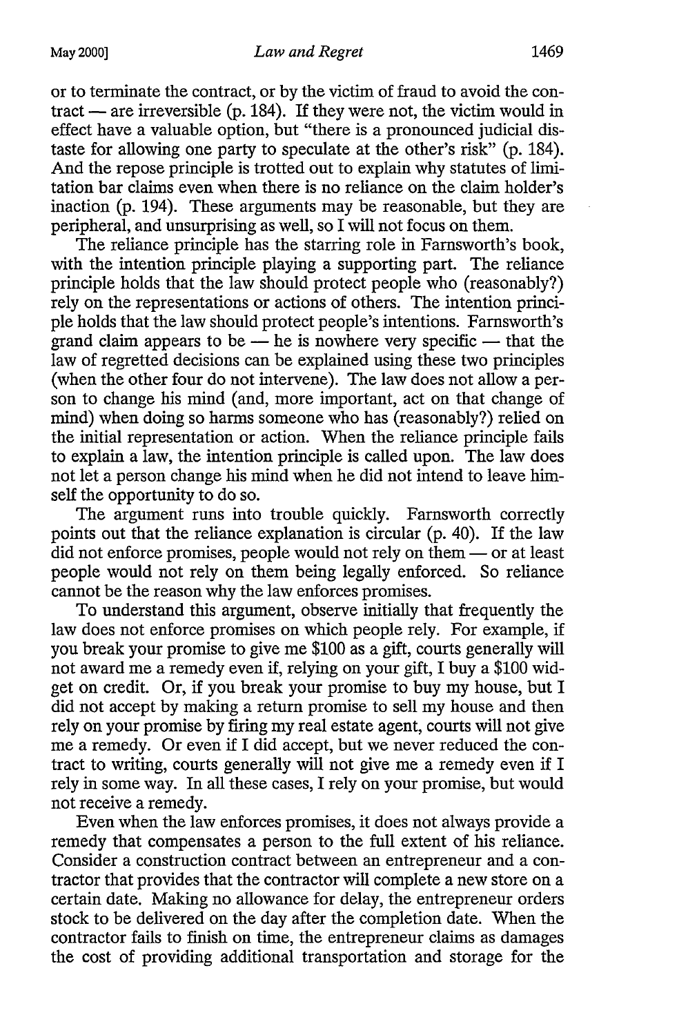or to terminate the contract, or by the victim of fraud to avoid the contract — are irreversible (p. 184). If they were not, the victim would in effect have a valuable option, but "there is a pronounced judicial distaste for allowing one party to speculate at the other's risk" (p. 184). And the repose principle is trotted out to explain why statutes of limitation bar claims even when there is no reliance on the claim holder's inaction (p. 194). These arguments may be reasonable, but they are peripheral, and unsurprising as well, so I will not focus on them.

The reliance principle has the starring role in Farnsworth's book, with the intention principle playing a supporting part. The reliance principle holds that the law should protect people who (reasonably?) rely on the representations or actions of others. The intention principle holds that the law should protect people's intentions. Farnsworth's grand claim appears to be — he is nowhere very specific — that the law of regretted decisions can be explained using these two principles (when the other four do not intervene). The law does not allow a person to change his mind (and, more important, act on that change of mind) when doing so harms someone who has (reasonably?) relied on the initial representation or action. When the reliance principle fails to explain a law, the intention principle is called upon. The law does not let a person change his mind when he did not intend to leave himself the opportunity to do so.

The argument runs into trouble quickly. Farnsworth correctly points out that the reliance explanation is circular (p. 40). If the law did not enforce promises, people would not rely on them — or at least people would not rely on them being legally enforced. So reliance cannot be the reason why the law enforces promises.

To understand this argument, observe initially that frequently the law does not enforce promises on which people rely. For example, if you break your promise to give me $100 as a gift, courts generally will not award me a remedy even if, relying on your gift, I buy a $100 widget on credit. Or, if you break your promise to buy my house, but I did not accept by making a return promise to sell my house and then rely on your promise by firing my real estate agent, courts will not give me a remedy. Or even if I did accept, but we never reduced the contract to writing, courts generally will not give me a remedy even if I rely in some way. In all these cases, I rely on your promise, but would not receive a remedy.

Even when the law enforces promises, it does not always provide a remedy that compensates a person to the full extent of his reliance. Consider a construction contract between an entrepreneur and a contractor that provides that the contractor will complete a new store on a certain date. Making no allowance for delay, the entrepreneur orders stock to be delivered on the day after the completion date. When the contractor fails to finish on time, the entrepreneur claims as damages the cost of providing additional transportation and storage for the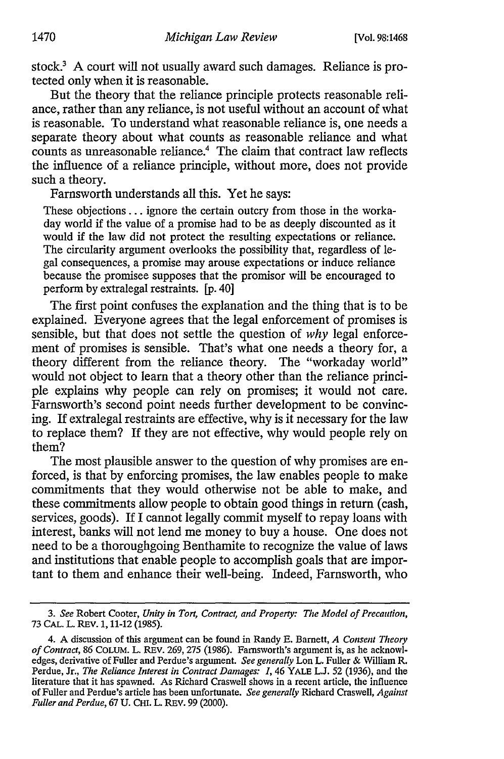stock.[3] A court will not usually award such damages. Reliance is protected only when it is reasonable.

But the theory that the reliance principle protects reasonable reliance, rather than any reliance, is not useful without an account of what is reasonable. To understand what reasonable reliance is, one needs a separate theory about what counts as reasonable reliance and what counts as unreasonable reliance.[4] The claim that contract law reflects the influence of a reliance principle, without more, does not provide such a theory.

Farnsworth understands all this. Yet he says:

> These objections . . . ignore the certain outcry from those in the workaday world if the value of a promise had to be as deeply discounted as it would if the law did not protect the resulting expectations or reliance. The circularity argument overlooks the possibility that, regardless of legal consequences, a promise may arouse expectations or induce reliance because the promisee supposes that the promisor will be encouraged to perform by extralegal restraints. [p. 40]

The first point confuses the explanation and the thing that is to be explained. Everyone agrees that the legal enforcement of promises is sensible, but that does not settle the question of *why* legal enforcement of promises is sensible. That's what one needs a theory for, a theory different from the reliance theory. The "workaday world" would not object to learn that a theory other than the reliance principle explains why people can rely on promises; it would not care. Farnsworth's second point needs further development to be convincing. If extralegal restraints are effective, why is it necessary for the law to replace them? If they are not effective, why would people rely on them?

The most plausible answer to the question of why promises are enforced, is that by enforcing promises, the law enables people to make commitments that they would otherwise not be able to make, and these commitments allow people to obtain good things in return (cash, services, goods). If I cannot legally commit myself to repay loans with interest, banks will not lend me money to buy a house. One does not need to be a thoroughgoing Benthamite to recognize the value of laws and institutions that enable people to accomplish goals that are important to them and enhance their well-being. Indeed, Farnsworth, who

---

3. *See* Robert Cooter, *Unity in Tort, Contract, and Property: The Model of Precaution*, 73 CAL. L. REV. 1, 11-12 (1985).

4. A discussion of this argument can be found in Randy E. Barnett, *A Consent Theory of Contract*, 86 COLUM. L. REV. 269, 275 (1986). Farnsworth's argument is, as he acknowledges, derivative of Fuller and Perdue's argument. *See generally* Lon L. Fuller & William R. Perdue, Jr., *The Reliance Interest in Contract Damages: I*, 46 YALE L.J. 52 (1936), and the literature that it has spawned. As Richard Craswell shows in a recent article, the influence of Fuller and Perdue's article has been unfortunate. *See generally* Richard Craswell, *Against Fuller and Perdue*, 67 U. CHI. L. REV. 99 (2000).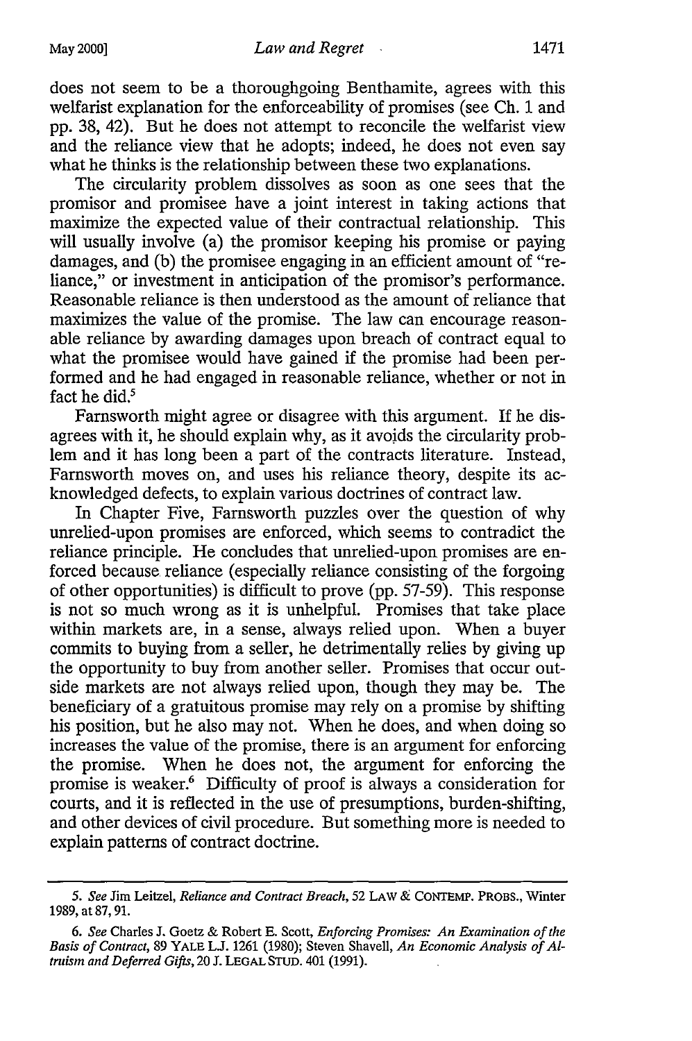does not seem to be a thoroughgoing Benthamite, agrees with this welfarist explanation for the enforceability of promises (see Ch. 1 and pp. 38, 42). But he does not attempt to reconcile the welfarist view and the reliance view that he adopts; indeed, he does not even say what he thinks is the relationship between these two explanations.

The circularity problem dissolves as soon as one sees that the promisor and promisee have a joint interest in taking actions that maximize the expected value of their contractual relationship. This will usually involve (a) the promisor keeping his promise or paying damages, and (b) the promisee engaging in an efficient amount of "reliance," or investment in anticipation of the promisor's performance. Reasonable reliance is then understood as the amount of reliance that maximizes the value of the promise. The law can encourage reasonable reliance by awarding damages upon breach of contract equal to what the promisee would have gained if the promise had been performed and he had engaged in reasonable reliance, whether or not in fact he did.[5]

Farnsworth might agree or disagree with this argument. If he disagrees with it, he should explain why, as it avoids the circularity problem and it has long been a part of the contracts literature. Instead, Farnsworth moves on, and uses his reliance theory, despite its acknowledged defects, to explain various doctrines of contract law.

In Chapter Five, Farnsworth puzzles over the question of why unrelied-upon promises are enforced, which seems to contradict the reliance principle. He concludes that unrelied-upon promises are enforced because reliance (especially reliance consisting of the forgoing of other opportunities) is difficult to prove (pp. 57-59). This response is not so much wrong as it is unhelpful. Promises that take place within markets are, in a sense, always relied upon. When a buyer commits to buying from a seller, he detrimentally relies by giving up the opportunity to buy from another seller. Promises that occur outside markets are not always relied upon, though they may be. The beneficiary of a gratuitous promise may rely on a promise by shifting his position, but he also may not. When he does, and when doing so increases the value of the promise, there is an argument for enforcing the promise. When he does not, the argument for enforcing the promise is weaker.[6] Difficulty of proof is always a consideration for courts, and it is reflected in the use of presumptions, burden-shifting, and other devices of civil procedure. But something more is needed to explain patterns of contract doctrine.

---

5. *See* Jim Leitzel, *Reliance and Contract Breach*, 52 LAW & CONTEMP. PROBS., Winter 1989, at 87, 91.

6. *See* Charles J. Goetz & Robert E. Scott, *Enforcing Promises: An Examination of the Basis of Contract*, 89 YALE L.J. 1261 (1980); Steven Shavell, *An Economic Analysis of Altruism and Deferred Gifts*, 20 J. LEGAL STUD. 401 (1991).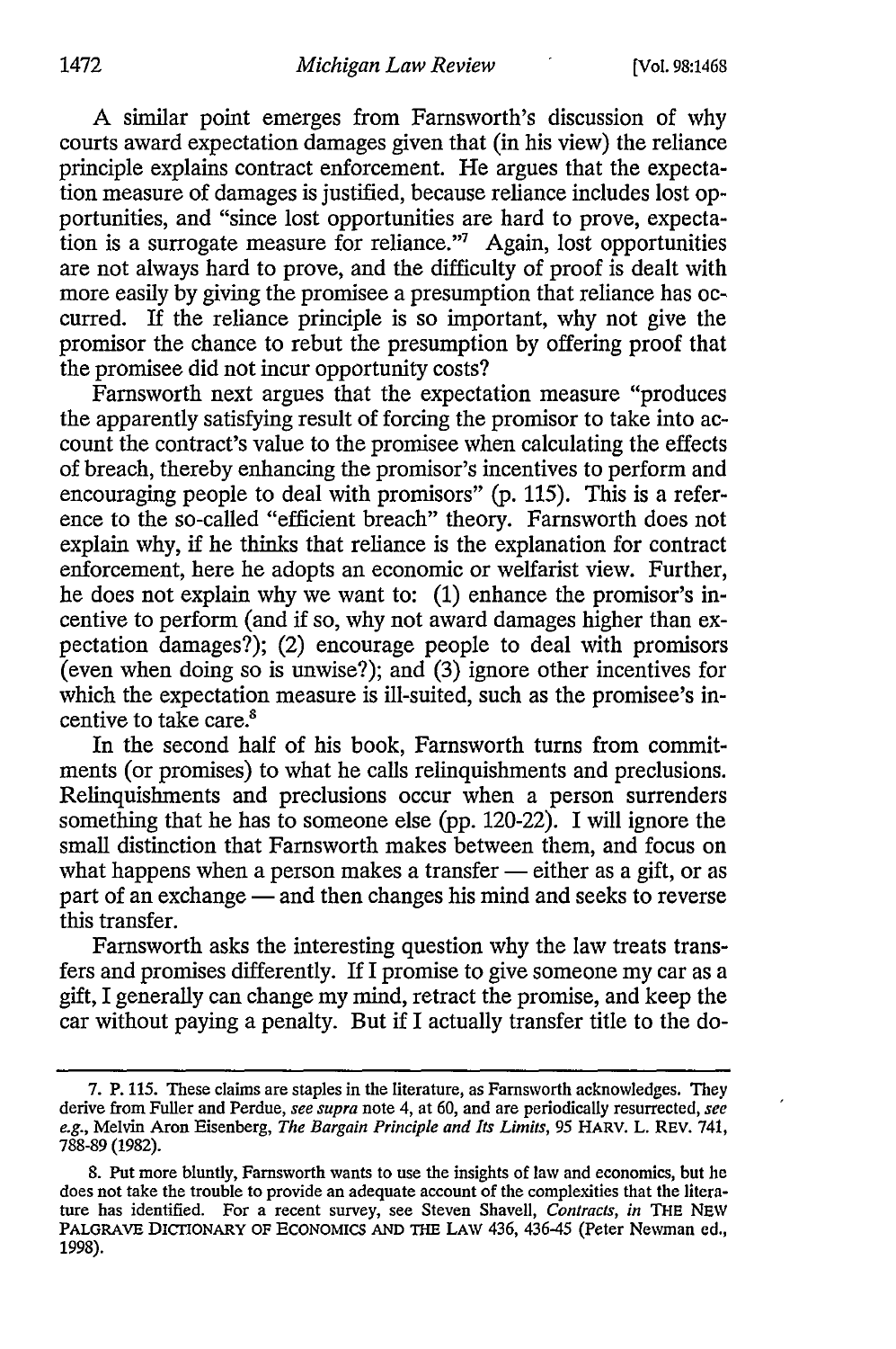A similar point emerges from Farnsworth's discussion of why courts award expectation damages given that (in his view) the reliance principle explains contract enforcement. He argues that the expectation measure of damages is justified, because reliance includes lost opportunities, and "since lost opportunities are hard to prove, expectation is a surrogate measure for reliance."[7] Again, lost opportunities are not always hard to prove, and the difficulty of proof is dealt with more easily by giving the promisee a presumption that reliance has occurred. If the reliance principle is so important, why not give the promisor the chance to rebut the presumption by offering proof that the promisee did not incur opportunity costs?

Farnsworth next argues that the expectation measure "produces the apparently satisfying result of forcing the promisor to take into account the contract's value to the promisee when calculating the effects of breach, thereby enhancing the promisor's incentives to perform and encouraging people to deal with promisors" (p. 115). This is a reference to the so-called "efficient breach" theory. Farnsworth does not explain why, if he thinks that reliance is the explanation for contract enforcement, here he adopts an economic or welfarist view. Further, he does not explain why we want to: (1) enhance the promisor's incentive to perform (and if so, why not award damages higher than expectation damages?); (2) encourage people to deal with promisors (even when doing so is unwise?); and (3) ignore other incentives for which the expectation measure is ill-suited, such as the promisee's incentive to take care.[8]

In the second half of his book, Farnsworth turns from commitments (or promises) to what he calls relinquishments and preclusions. Relinquishments and preclusions occur when a person surrenders something that he has to someone else (pp. 120-22). I will ignore the small distinction that Farnsworth makes between them, and focus on what happens when a person makes a transfer — either as a gift, or as part of an exchange — and then changes his mind and seeks to reverse this transfer.

Farnsworth asks the interesting question why the law treats transfers and promises differently. If I promise to give someone my car as a gift, I generally can change my mind, retract the promise, and keep the car without paying a penalty. But if I actually transfer title to the do-

7. P. 115. These claims are staples in the literature, as Farnsworth acknowledges. They derive from Fuller and Perdue, *see supra* note 4, at 60, and are periodically resurrected, *see e.g.*, Melvin Aron Eisenberg, *The Bargain Principle and Its Limits*, 95 HARV. L. REV. 741, 788-89 (1982).

8. Put more bluntly, Farnsworth wants to use the insights of law and economics, but he does not take the trouble to provide an adequate account of the complexities that the literature has identified. For a recent survey, see Steven Shavell, *Contracts*, *in* THE NEW PALGRAVE DICTIONARY OF ECONOMICS AND THE LAW 436, 436-45 (Peter Newman ed., 1998).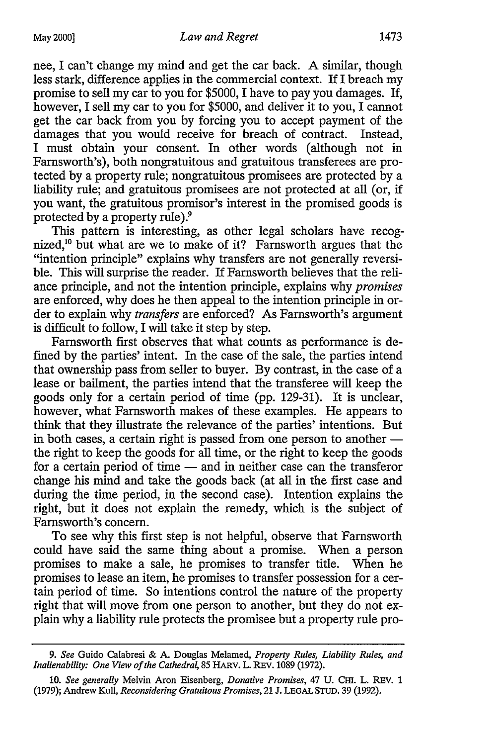nee, I can't change my mind and get the car back. A similar, though less stark, difference applies in the commercial context. If I breach my promise to sell my car to you for $5000, I have to pay you damages. If, however, I sell my car to you for $5000, and deliver it to you, I cannot get the car back from you by forcing you to accept payment of the damages that you would receive for breach of contract. Instead, I must obtain your consent. In other words (although not in Farnsworth's), both nongratuitous and gratuitous transferees are protected by a property rule; nongratuitous promisees are protected by a liability rule; and gratuitous promisees are not protected at all (or, if you want, the gratuitous promisor's interest in the promised goods is protected by a property rule).[9]

This pattern is interesting, as other legal scholars have recognized,[10] but what are we to make of it? Farnsworth argues that the "intention principle" explains why transfers are not generally reversible. This will surprise the reader. If Farnsworth believes that the reliance principle, and not the intention principle, explains why *promises* are enforced, why does he then appeal to the intention principle in order to explain why *transfers* are enforced? As Farnsworth's argument is difficult to follow, I will take it step by step.

Farnsworth first observes that what counts as performance is defined by the parties' intent. In the case of the sale, the parties intend that ownership pass from seller to buyer. By contrast, in the case of a lease or bailment, the parties intend that the transferee will keep the goods only for a certain period of time (pp. 129-31). It is unclear, however, what Farnsworth makes of these examples. He appears to think that they illustrate the relevance of the parties' intentions. But in both cases, a certain right is passed from one person to another — the right to keep the goods for all time, or the right to keep the goods for a certain period of time — and in neither case can the transferor change his mind and take the goods back (at all in the first case and during the time period, in the second case). Intention explains the right, but it does not explain the remedy, which is the subject of Farnsworth's concern.

To see why this first step is not helpful, observe that Farnsworth could have said the same thing about a promise. When a person promises to make a sale, he promises to transfer title. When he promises to lease an item, he promises to transfer possession for a certain period of time. So intentions control the nature of the property right that will move from one person to another, but they do not explain why a liability rule protects the promisee but a property rule pro-

9. *See* Guido Calabresi & A. Douglas Melamed, *Property Rules, Liability Rules, and Inalienability: One View of the Cathedral*, 85 HARV. L. REV. 1089 (1972).

10. *See generally* Melvin Aron Eisenberg, *Donative Promises*, 47 U. CHI. L. REV. 1 (1979); Andrew Kull, *Reconsidering Gratuitous Promises*, 21 J. LEGAL STUD. 39 (1992).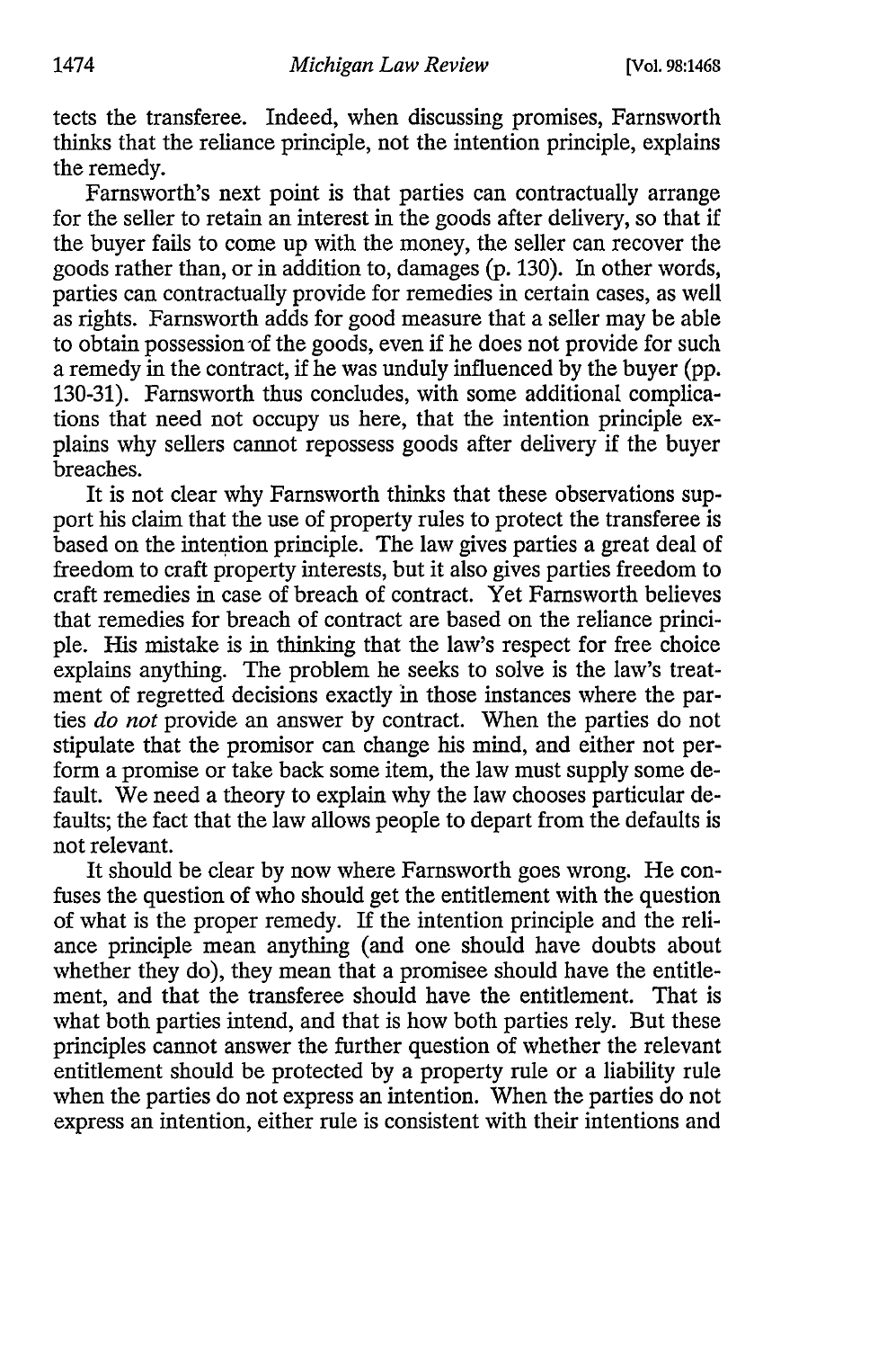tects the transferee. Indeed, when discussing promises, Farnsworth thinks that the reliance principle, not the intention principle, explains the remedy.

Farnsworth's next point is that parties can contractually arrange for the seller to retain an interest in the goods after delivery, so that if the buyer fails to come up with the money, the seller can recover the goods rather than, or in addition to, damages (p. 130). In other words, parties can contractually provide for remedies in certain cases, as well as rights. Farnsworth adds for good measure that a seller may be able to obtain possession of the goods, even if he does not provide for such a remedy in the contract, if he was unduly influenced by the buyer (pp. 130-31). Farnsworth thus concludes, with some additional complications that need not occupy us here, that the intention principle explains why sellers cannot repossess goods after delivery if the buyer breaches.

It is not clear why Farnsworth thinks that these observations support his claim that the use of property rules to protect the transferee is based on the intention principle. The law gives parties a great deal of freedom to craft property interests, but it also gives parties freedom to craft remedies in case of breach of contract. Yet Farnsworth believes that remedies for breach of contract are based on the reliance principle. His mistake is in thinking that the law's respect for free choice explains anything. The problem he seeks to solve is the law's treatment of regretted decisions exactly in those instances where the parties *do not* provide an answer by contract. When the parties do not stipulate that the promisor can change his mind, and either not perform a promise or take back some item, the law must supply some default. We need a theory to explain why the law chooses particular defaults; the fact that the law allows people to depart from the defaults is not relevant.

It should be clear by now where Farnsworth goes wrong. He confuses the question of who should get the entitlement with the question of what is the proper remedy. If the intention principle and the reliance principle mean anything (and one should have doubts about whether they do), they mean that a promisee should have the entitlement, and that the transferee should have the entitlement. That is what both parties intend, and that is how both parties rely. But these principles cannot answer the further question of whether the relevant entitlement should be protected by a property rule or a liability rule when the parties do not express an intention. When the parties do not express an intention, either rule is consistent with their intentions and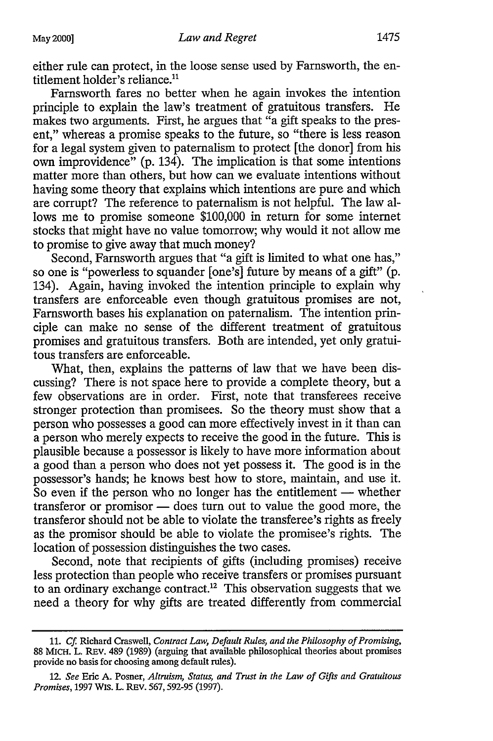either rule can protect, in the loose sense used by Farnsworth, the entitlement holder's reliance.[11]

Farnsworth fares no better when he again invokes the intention principle to explain the law's treatment of gratuitous transfers. He makes two arguments. First, he argues that "a gift speaks to the present," whereas a promise speaks to the future, so "there is less reason for a legal system given to paternalism to protect [the donor] from his own improvidence" (p. 134). The implication is that some intentions matter more than others, but how can we evaluate intentions without having some theory that explains which intentions are pure and which are corrupt? The reference to paternalism is not helpful. The law allows me to promise someone $100,000 in return for some internet stocks that might have no value tomorrow; why would it not allow me to promise to give away that much money?

Second, Farnsworth argues that "a gift is limited to what one has," so one is "powerless to squander [one's] future by means of a gift" (p. 134). Again, having invoked the intention principle to explain why transfers are enforceable even though gratuitous promises are not, Farnsworth bases his explanation on paternalism. The intention principle can make no sense of the different treatment of gratuitous promises and gratuitous transfers. Both are intended, yet only gratuitous transfers are enforceable.

What, then, explains the patterns of law that we have been discussing? There is not space here to provide a complete theory, but a few observations are in order. First, note that transferees receive stronger protection than promisees. So the theory must show that a person who possesses a good can more effectively invest in it than can a person who merely expects to receive the good in the future. This is plausible because a possessor is likely to have more information about a good than a person who does not yet possess it. The good is in the possessor's hands; he knows best how to store, maintain, and use it. So even if the person who no longer has the entitlement — whether transferor or promisor — does turn out to value the good more, the transferor should not be able to violate the transferee's rights as freely as the promisor should be able to violate the promisee's rights. The location of possession distinguishes the two cases.

Second, note that recipients of gifts (including promises) receive less protection than people who receive transfers or promises pursuant to an ordinary exchange contract.[12] This observation suggests that we need a theory for why gifts are treated differently from commercial

11. *Cf.* Richard Craswell, *Contract Law, Default Rules, and the Philosophy of Promising*, 88 MICH. L. REV. 489 (1989) (arguing that available philosophical theories about promises provide no basis for choosing among default rules).

12. *See* Eric A. Posner, *Altruism, Status, and Trust in the Law of Gifts and Gratuitous Promises*, 1997 WIS. L. REV. 567, 592-95 (1997).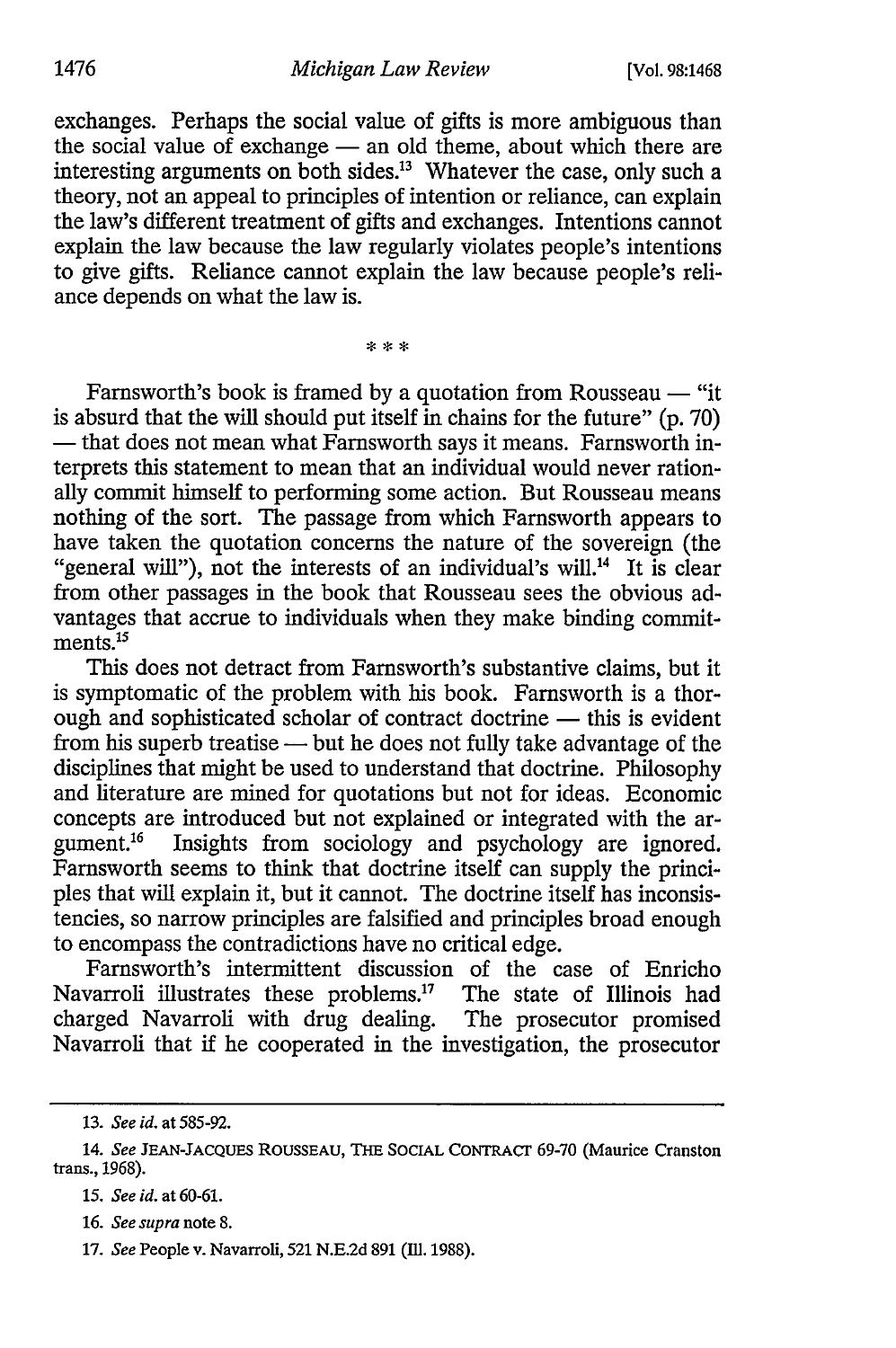exchanges. Perhaps the social value of gifts is more ambiguous than the social value of exchange — an old theme, about which there are interesting arguments on both sides.[13] Whatever the case, only such a theory, not an appeal to principles of intention or reliance, can explain the law's different treatment of gifts and exchanges. Intentions cannot explain the law because the law regularly violates people's intentions to give gifts. Reliance cannot explain the law because people's reliance depends on what the law is.

\* \* \*

Farnsworth's book is framed by a quotation from Rousseau — "it is absurd that the will should put itself in chains for the future" (p. 70) — that does not mean what Farnsworth says it means. Farnsworth interprets this statement to mean that an individual would never rationally commit himself to performing some action. But Rousseau means nothing of the sort. The passage from which Farnsworth appears to have taken the quotation concerns the nature of the sovereign (the "general will"), not the interests of an individual's will.[14] It is clear from other passages in the book that Rousseau sees the obvious advantages that accrue to individuals when they make binding commitments.[15]

This does not detract from Farnsworth's substantive claims, but it is symptomatic of the problem with his book. Farnsworth is a thorough and sophisticated scholar of contract doctrine — this is evident from his superb treatise — but he does not fully take advantage of the disciplines that might be used to understand that doctrine. Philosophy and literature are mined for quotations but not for ideas. Economic concepts are introduced but not explained or integrated with the argument.[16] Insights from sociology and psychology are ignored. Farnsworth seems to think that doctrine itself can supply the principles that will explain it, but it cannot. The doctrine itself has inconsistencies, so narrow principles are falsified and principles broad enough to encompass the contradictions have no critical edge.

Farnsworth's intermittent discussion of the case of Enricho Navarroli illustrates these problems.[17] The state of Illinois had charged Navarroli with drug dealing. The prosecutor promised Navarroli that if he cooperated in the investigation, the prosecutor

---

13. *See id.* at 585-92.

14. *See* JEAN-JACQUES ROUSSEAU, THE SOCIAL CONTRACT 69-70 (Maurice Cranston trans., 1968).

15. *See id.* at 60-61.

16. *See supra* note 8.

17. *See* People v. Navarroli, 521 N.E.2d 891 (Ill. 1988).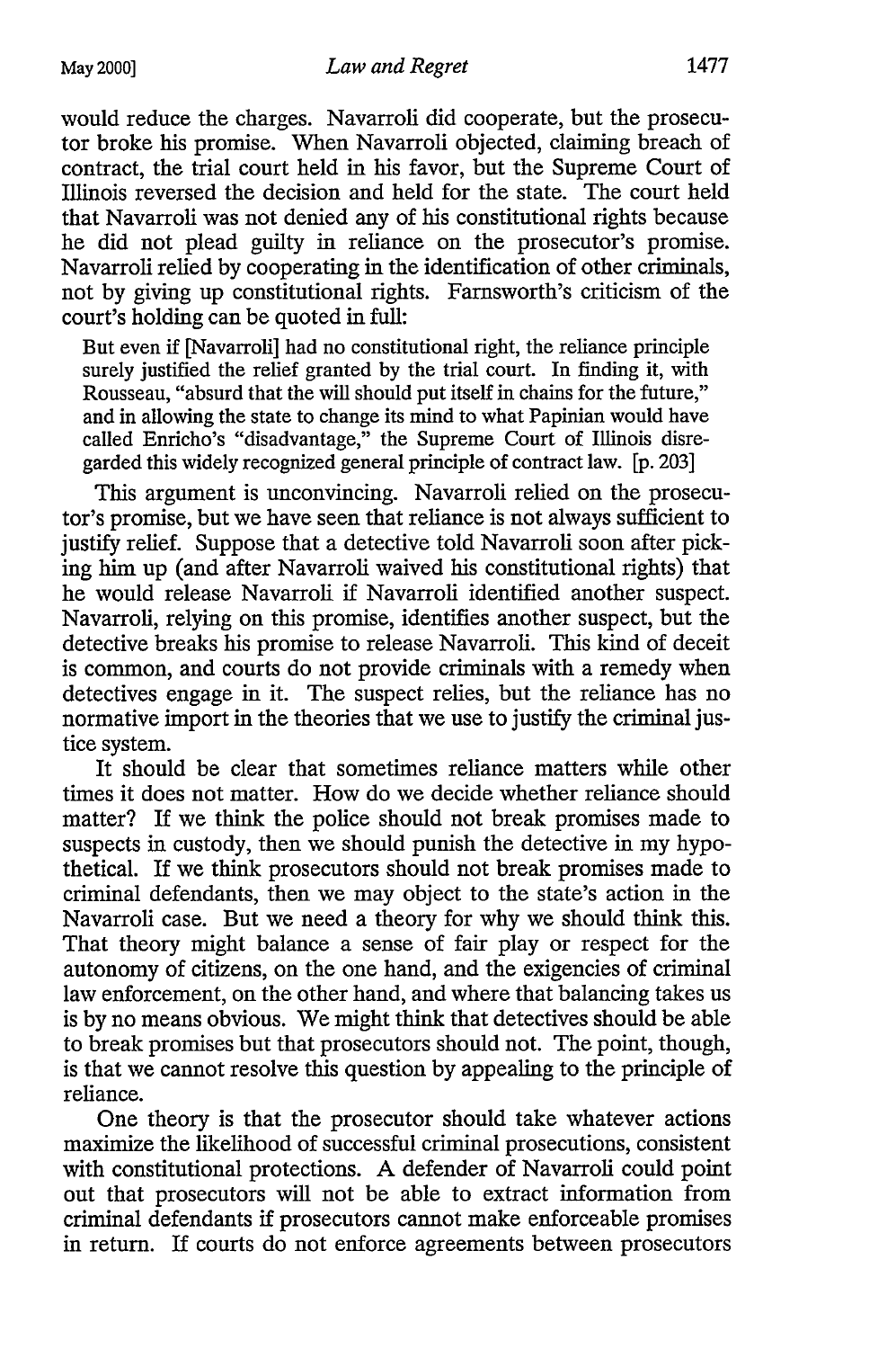would reduce the charges. Navarroli did cooperate, but the prosecutor broke his promise. When Navarroli objected, claiming breach of contract, the trial court held in his favor, but the Supreme Court of Illinois reversed the decision and held for the state. The court held that Navarroli was not denied any of his constitutional rights because he did not plead guilty in reliance on the prosecutor's promise. Navarroli relied by cooperating in the identification of other criminals, not by giving up constitutional rights. Farnsworth's criticism of the court's holding can be quoted in full:

> But even if [Navarroli] had no constitutional right, the reliance principle surely justified the relief granted by the trial court. In finding it, with Rousseau, "absurd that the will should put itself in chains for the future," and in allowing the state to change its mind to what Papinian would have called Enricho's "disadvantage," the Supreme Court of Illinois disregarded this widely recognized general principle of contract law. [p. 203]

This argument is unconvincing. Navarroli relied on the prosecutor's promise, but we have seen that reliance is not always sufficient to justify relief. Suppose that a detective told Navarroli soon after picking him up (and after Navarroli waived his constitutional rights) that he would release Navarroli if Navarroli identified another suspect. Navarroli, relying on this promise, identifies another suspect, but the detective breaks his promise to release Navarroli. This kind of deceit is common, and courts do not provide criminals with a remedy when detectives engage in it. The suspect relies, but the reliance has no normative import in the theories that we use to justify the criminal justice system.

It should be clear that sometimes reliance matters while other times it does not matter. How do we decide whether reliance should matter? If we think the police should not break promises made to suspects in custody, then we should punish the detective in my hypothetical. If we think prosecutors should not break promises made to criminal defendants, then we may object to the state's action in the Navarroli case. But we need a theory for why we should think this. That theory might balance a sense of fair play or respect for the autonomy of citizens, on the one hand, and the exigencies of criminal law enforcement, on the other hand, and where that balancing takes us is by no means obvious. We might think that detectives should be able to break promises but that prosecutors should not. The point, though, is that we cannot resolve this question by appealing to the principle of reliance.

One theory is that the prosecutor should take whatever actions maximize the likelihood of successful criminal prosecutions, consistent with constitutional protections. A defender of Navarroli could point out that prosecutors will not be able to extract information from criminal defendants if prosecutors cannot make enforceable promises in return. If courts do not enforce agreements between prosecutors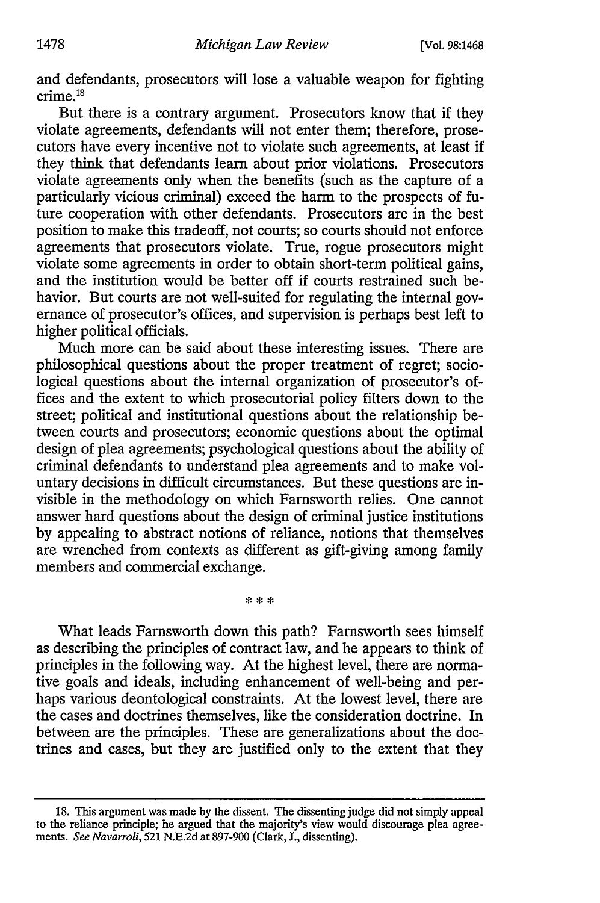and defendants, prosecutors will lose a valuable weapon for fighting crime.[18]

But there is a contrary argument. Prosecutors know that if they violate agreements, defendants will not enter them; therefore, prosecutors have every incentive not to violate such agreements, at least if they think that defendants learn about prior violations. Prosecutors violate agreements only when the benefits (such as the capture of a particularly vicious criminal) exceed the harm to the prospects of future cooperation with other defendants. Prosecutors are in the best position to make this tradeoff, not courts; so courts should not enforce agreements that prosecutors violate. True, rogue prosecutors might violate some agreements in order to obtain short-term political gains, and the institution would be better off if courts restrained such behavior. But courts are not well-suited for regulating the internal governance of prosecutor's offices, and supervision is perhaps best left to higher political officials.

Much more can be said about these interesting issues. There are philosophical questions about the proper treatment of regret; sociological questions about the internal organization of prosecutor's offices and the extent to which prosecutorial policy filters down to the street; political and institutional questions about the relationship between courts and prosecutors; economic questions about the optimal design of plea agreements; psychological questions about the ability of criminal defendants to understand plea agreements and to make voluntary decisions in difficult circumstances. But these questions are invisible in the methodology on which Farnsworth relies. One cannot answer hard questions about the design of criminal justice institutions by appealing to abstract notions of reliance, notions that themselves are wrenched from contexts as different as gift-giving among family members and commercial exchange.

* * *

What leads Farnsworth down this path? Farnsworth sees himself as describing the principles of contract law, and he appears to think of principles in the following way. At the highest level, there are normative goals and ideals, including enhancement of well-being and perhaps various deontological constraints. At the lowest level, there are the cases and doctrines themselves, like the consideration doctrine. In between are the principles. These are generalizations about the doctrines and cases, but they are justified only to the extent that they

18. This argument was made by the dissent. The dissenting judge did not simply appeal to the reliance principle; he argued that the majority's view would discourage plea agreements. *See Navarroli*, 521 N.E.2d at 897-900 (Clark, J., dissenting).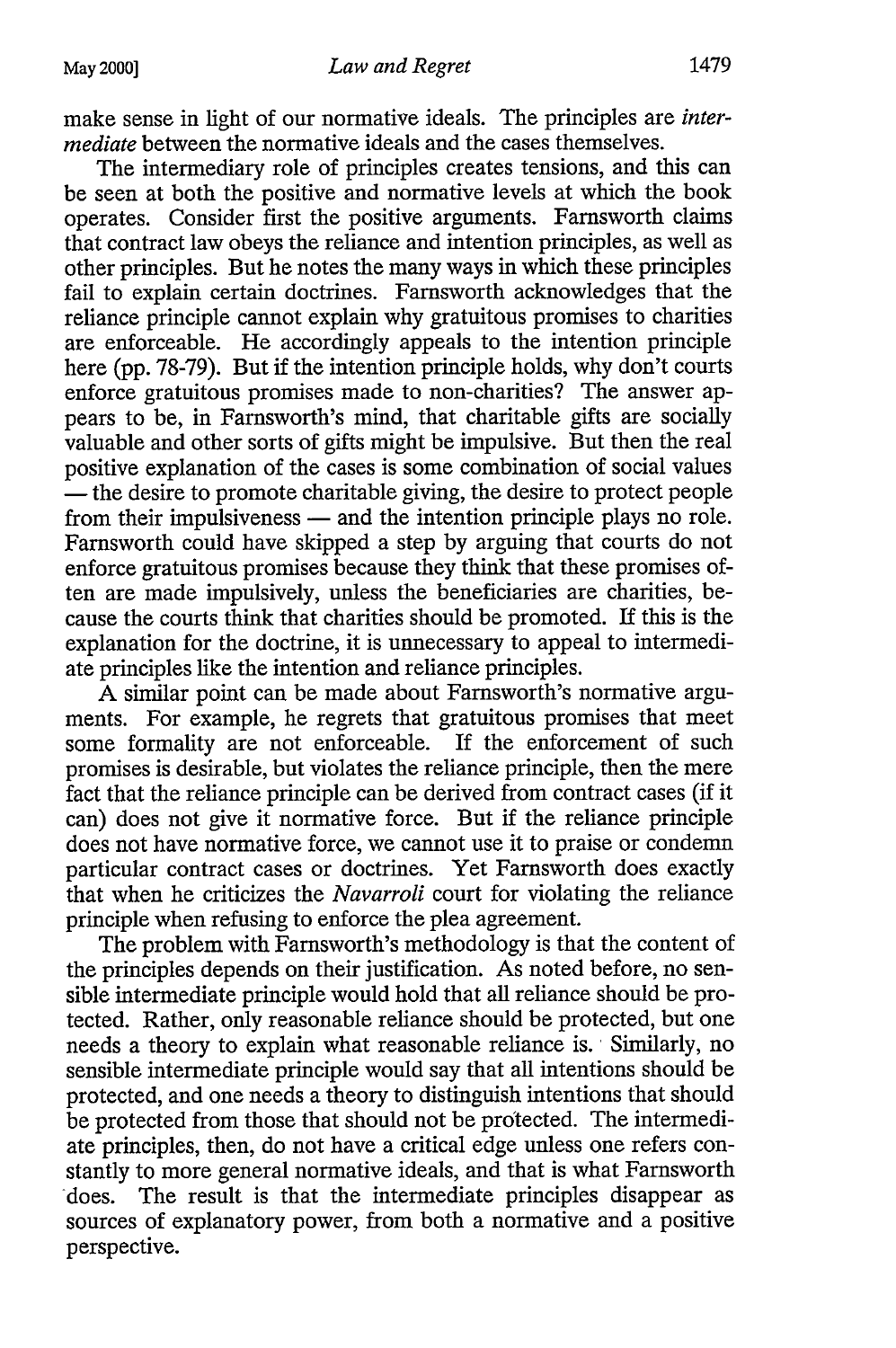make sense in light of our normative ideals. The principles are *intermediate* between the normative ideals and the cases themselves.

The intermediary role of principles creates tensions, and this can be seen at both the positive and normative levels at which the book operates. Consider first the positive arguments. Farnsworth claims that contract law obeys the reliance and intention principles, as well as other principles. But he notes the many ways in which these principles fail to explain certain doctrines. Farnsworth acknowledges that the reliance principle cannot explain why gratuitous promises to charities are enforceable. He accordingly appeals to the intention principle here (pp. 78-79). But if the intention principle holds, why don't courts enforce gratuitous promises made to non-charities? The answer appears to be, in Farnsworth's mind, that charitable gifts are socially valuable and other sorts of gifts might be impulsive. But then the real positive explanation of the cases is some combination of social values — the desire to promote charitable giving, the desire to protect people from their impulsiveness — and the intention principle plays no role. Farnsworth could have skipped a step by arguing that courts do not enforce gratuitous promises because they think that these promises often are made impulsively, unless the beneficiaries are charities, because the courts think that charities should be promoted. If this is the explanation for the doctrine, it is unnecessary to appeal to intermediate principles like the intention and reliance principles.

A similar point can be made about Farnsworth's normative arguments. For example, he regrets that gratuitous promises that meet some formality are not enforceable. If the enforcement of such promises is desirable, but violates the reliance principle, then the mere fact that the reliance principle can be derived from contract cases (if it can) does not give it normative force. But if the reliance principle does not have normative force, we cannot use it to praise or condemn particular contract cases or doctrines. Yet Farnsworth does exactly that when he criticizes the *Navarroli* court for violating the reliance principle when refusing to enforce the plea agreement.

The problem with Farnsworth's methodology is that the content of the principles depends on their justification. As noted before, no sensible intermediate principle would hold that all reliance should be protected. Rather, only reasonable reliance should be protected, but one needs a theory to explain what reasonable reliance is. Similarly, no sensible intermediate principle would say that all intentions should be protected, and one needs a theory to distinguish intentions that should be protected from those that should not be protected. The intermediate principles, then, do not have a critical edge unless one refers constantly to more general normative ideals, and that is what Farnsworth does. The result is that the intermediate principles disappear as sources of explanatory power, from both a normative and a positive perspective.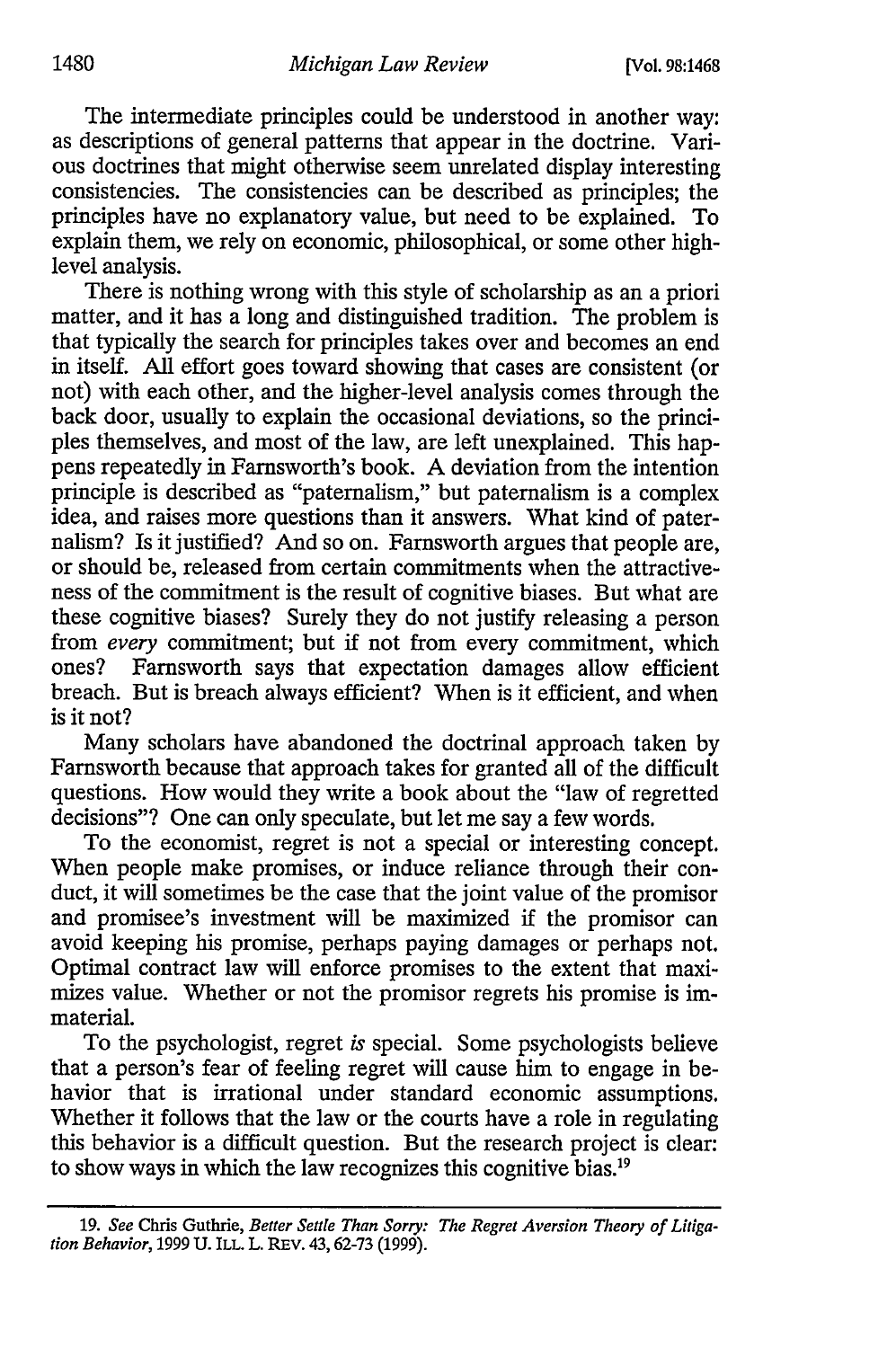The intermediate principles could be understood in another way: as descriptions of general patterns that appear in the doctrine. Various doctrines that might otherwise seem unrelated display interesting consistencies. The consistencies can be described as principles; the principles have no explanatory value, but need to be explained. To explain them, we rely on economic, philosophical, or some other high-level analysis.

There is nothing wrong with this style of scholarship as an a priori matter, and it has a long and distinguished tradition. The problem is that typically the search for principles takes over and becomes an end in itself. All effort goes toward showing that cases are consistent (or not) with each other, and the higher-level analysis comes through the back door, usually to explain the occasional deviations, so the principles themselves, and most of the law, are left unexplained. This happens repeatedly in Farnsworth's book. A deviation from the intention principle is described as "paternalism," but paternalism is a complex idea, and raises more questions than it answers. What kind of paternalism? Is it justified? And so on. Farnsworth argues that people are, or should be, released from certain commitments when the attractiveness of the commitment is the result of cognitive biases. But what are these cognitive biases? Surely they do not justify releasing a person from *every* commitment; but if not from every commitment, which ones? Farnsworth says that expectation damages allow efficient breach. But is breach always efficient? When is it efficient, and when is it not?

Many scholars have abandoned the doctrinal approach taken by Farnsworth because that approach takes for granted all of the difficult questions. How would they write a book about the "law of regretted decisions"? One can only speculate, but let me say a few words.

To the economist, regret is not a special or interesting concept. When people make promises, or induce reliance through their conduct, it will sometimes be the case that the joint value of the promisor and promisee's investment will be maximized if the promisor can avoid keeping his promise, perhaps paying damages or perhaps not. Optimal contract law will enforce promises to the extent that maximizes value. Whether or not the promisor regrets his promise is immaterial.

To the psychologist, regret *is* special. Some psychologists believe that a person's fear of feeling regret will cause him to engage in behavior that is irrational under standard economic assumptions. Whether it follows that the law or the courts have a role in regulating this behavior is a difficult question. But the research project is clear: to show ways in which the law recognizes this cognitive bias.[19]

---

19. *See* Chris Guthrie, *Better Settle Than Sorry: The Regret Aversion Theory of Litigation Behavior*, 1999 U. ILL. L. REV. 43, 62-73 (1999).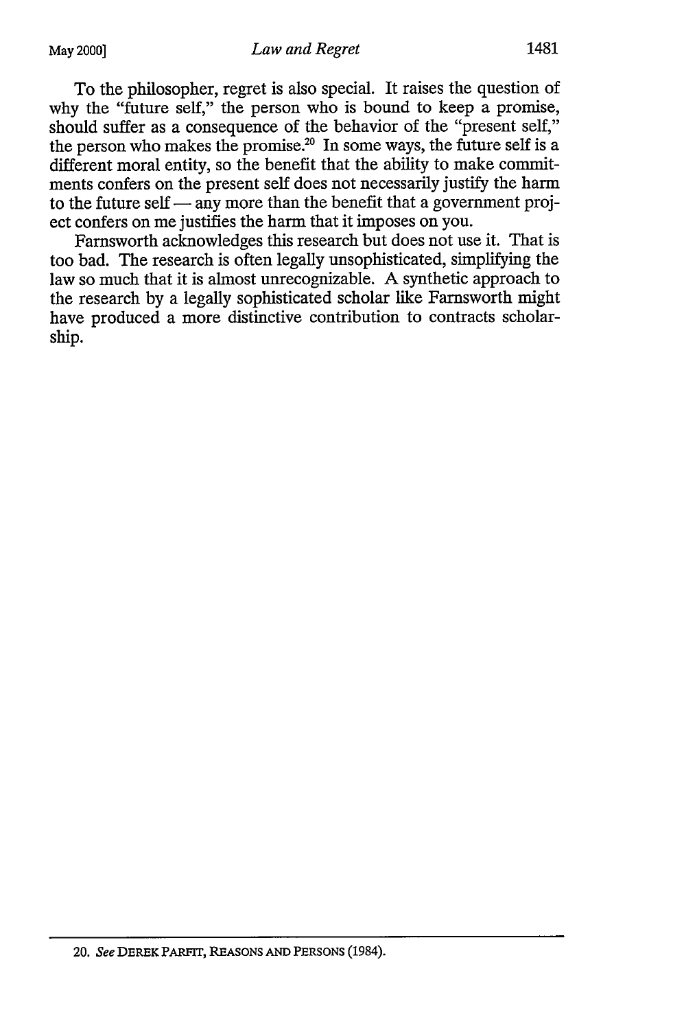To the philosopher, regret is also special. It raises the question of why the "future self," the person who is bound to keep a promise, should suffer as a consequence of the behavior of the "present self," the person who makes the promise.[20] In some ways, the future self is a different moral entity, so the benefit that the ability to make commitments confers on the present self does not necessarily justify the harm to the future self — any more than the benefit that a government project confers on me justifies the harm that it imposes on you.

Farnsworth acknowledges this research but does not use it. That is too bad. The research is often legally unsophisticated, simplifying the law so much that it is almost unrecognizable. A synthetic approach to the research by a legally sophisticated scholar like Farnsworth might have produced a more distinctive contribution to contracts scholarship.

---

20. *See* DEREK PARFIT, REASONS AND PERSONS (1984).